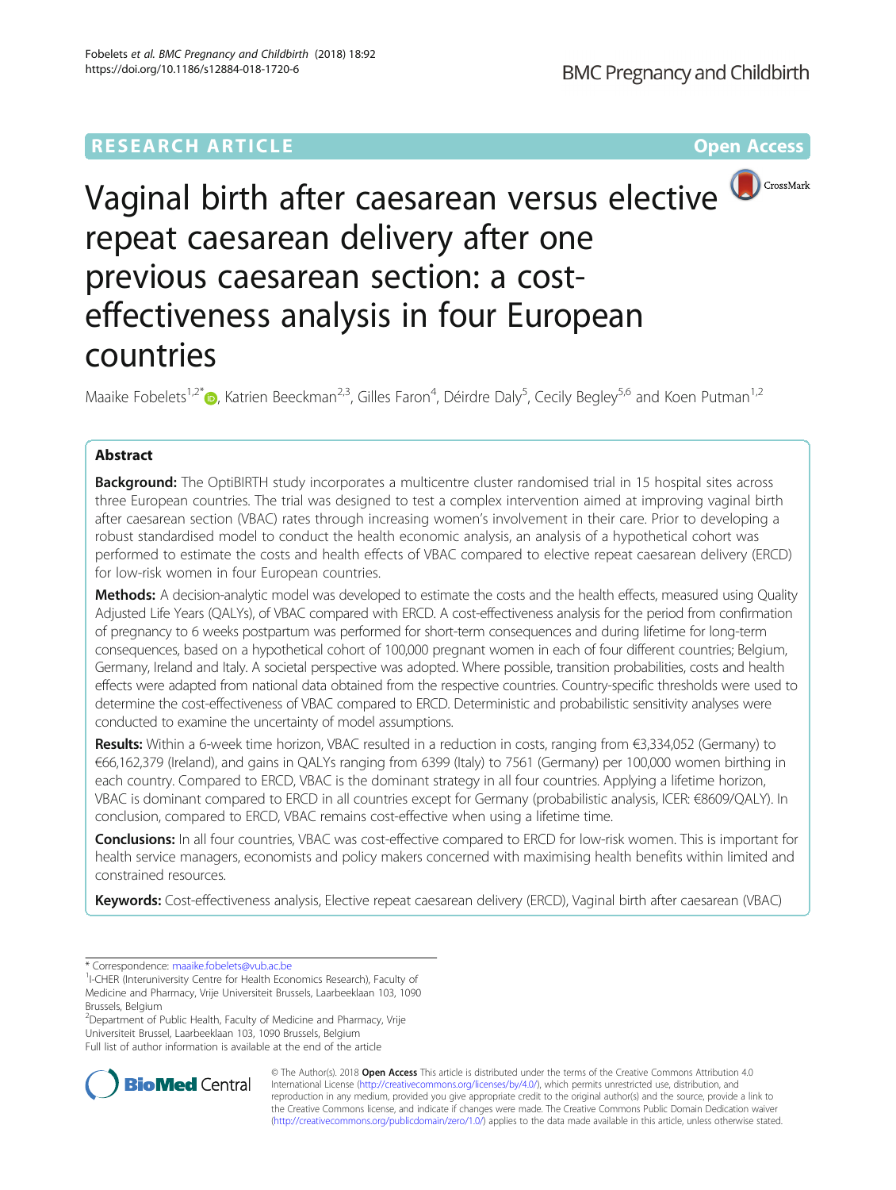RESEARCH ARTICLE

Open Access

# Vaginal birth after caesarean versus elective repeat caesarean delivery after one previous caesarean section: a cost-effectiveness analysis in four European countries

Maaike Fobelets[1,2*], Katrien Beeckman[2,3], Gilles Faron[4], Déirdre Daly[5], Cecily Begley[5,6] and Koen Putman[1,2]

## Abstract

**Background:** The OptiBIRTH study incorporates a multicentre cluster randomised trial in 15 hospital sites across three European countries. The trial was designed to test a complex intervention aimed at improving vaginal birth after caesarean section (VBAC) rates through increasing women's involvement in their care. Prior to developing a robust standardised model to conduct the health economic analysis, an analysis of a hypothetical cohort was performed to estimate the costs and health effects of VBAC compared to elective repeat caesarean delivery (ERCD) for low-risk women in four European countries.

**Methods:** A decision-analytic model was developed to estimate the costs and the health effects, measured using Quality Adjusted Life Years (QALYs), of VBAC compared with ERCD. A cost-effectiveness analysis for the period from confirmation of pregnancy to 6 weeks postpartum was performed for short-term consequences and during lifetime for long-term consequences, based on a hypothetical cohort of 100,000 pregnant women in each of four different countries; Belgium, Germany, Ireland and Italy. A societal perspective was adopted. Where possible, transition probabilities, costs and health effects were adapted from national data obtained from the respective countries. Country-specific thresholds were used to determine the cost-effectiveness of VBAC compared to ERCD. Deterministic and probabilistic sensitivity analyses were conducted to examine the uncertainty of model assumptions.

**Results:** Within a 6-week time horizon, VBAC resulted in a reduction in costs, ranging from €3,334,052 (Germany) to €66,162,379 (Ireland), and gains in QALYs ranging from 6399 (Italy) to 7561 (Germany) per 100,000 women birthing in each country. Compared to ERCD, VBAC is the dominant strategy in all four countries. Applying a lifetime horizon, VBAC is dominant compared to ERCD in all countries except for Germany (probabilistic analysis, ICER: €8609/QALY). In conclusion, compared to ERCD, VBAC remains cost-effective when using a lifetime time.

**Conclusions:** In all four countries, VBAC was cost-effective compared to ERCD for low-risk women. This is important for health service managers, economists and policy makers concerned with maximising health benefits within limited and constrained resources.

**Keywords:** Cost-effectiveness analysis, Elective repeat caesarean delivery (ERCD), Vaginal birth after caesarean (VBAC)

---

\* Correspondence: maaike.fobelets@vub.ac.be
[1]I-CHER (Interuniversity Centre for Health Economics Research), Faculty of Medicine and Pharmacy, Vrije Universiteit Brussels, Laarbeeklaan 103, 1090 Brussels, Belgium
[2]Department of Public Health, Faculty of Medicine and Pharmacy, Vrije Universiteit Brussel, Laarbeeklaan 103, 1090 Brussels, Belgium
Full list of author information is available at the end of the article

© The Author(s). 2018 **Open Access** This article is distributed under the terms of the Creative Commons Attribution 4.0 International License (http://creativecommons.org/licenses/by/4.0/), which permits unrestricted use, distribution, and reproduction in any medium, provided you give appropriate credit to the original author(s) and the source, provide a link to the Creative Commons license, and indicate if changes were made. The Creative Commons Public Domain Dedication waiver (http://creativecommons.org/publicdomain/zero/1.0/) applies to the data made available in this article, unless otherwise stated.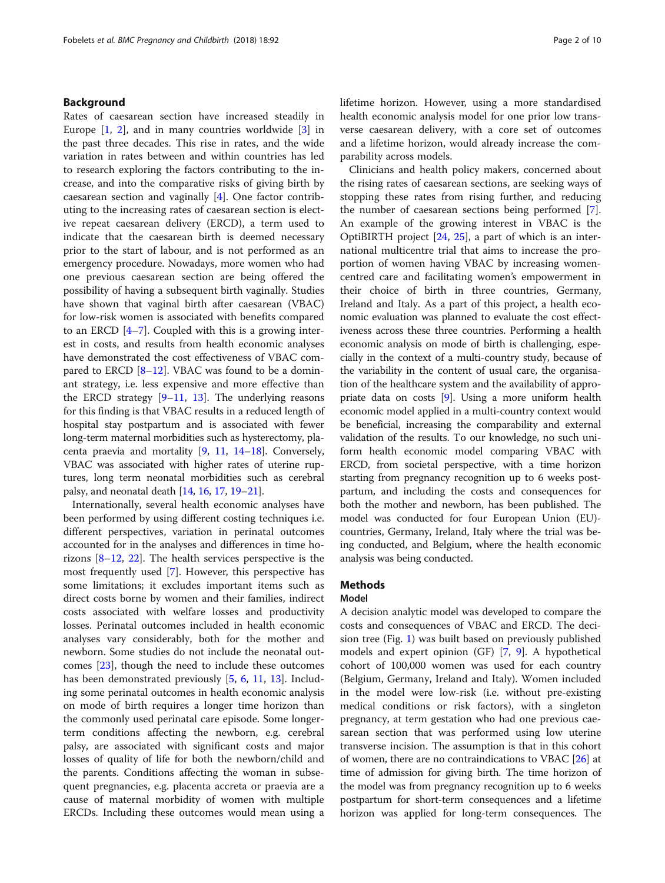## Background

Rates of caesarean section have increased steadily in Europe [1, 2], and in many countries worldwide [3] in the past three decades. This rise in rates, and the wide variation in rates between and within countries has led to research exploring the factors contributing to the increase, and into the comparative risks of giving birth by caesarean section and vaginally [4]. One factor contributing to the increasing rates of caesarean section is elective repeat caesarean delivery (ERCD), a term used to indicate that the caesarean birth is deemed necessary prior to the start of labour, and is not performed as an emergency procedure. Nowadays, more women who had one previous caesarean section are being offered the possibility of having a subsequent birth vaginally. Studies have shown that vaginal birth after caesarean (VBAC) for low-risk women is associated with benefits compared to an ERCD [4–7]. Coupled with this is a growing interest in costs, and results from health economic analyses have demonstrated the cost effectiveness of VBAC compared to ERCD [8–12]. VBAC was found to be a dominant strategy, i.e. less expensive and more effective than the ERCD strategy [9–11, 13]. The underlying reasons for this finding is that VBAC results in a reduced length of hospital stay postpartum and is associated with fewer long-term maternal morbidities such as hysterectomy, placenta praevia and mortality [9, 11, 14–18]. Conversely, VBAC was associated with higher rates of uterine ruptures, long term neonatal morbidities such as cerebral palsy, and neonatal death [14, 16, 17, 19–21].

Internationally, several health economic analyses have been performed by using different costing techniques i.e. different perspectives, variation in perinatal outcomes accounted for in the analyses and differences in time horizons [8–12, 22]. The health services perspective is the most frequently used [7]. However, this perspective has some limitations; it excludes important items such as direct costs borne by women and their families, indirect costs associated with welfare losses and productivity losses. Perinatal outcomes included in health economic analyses vary considerably, both for the mother and newborn. Some studies do not include the neonatal outcomes [23], though the need to include these outcomes has been demonstrated previously [5, 6, 11, 13]. Including some perinatal outcomes in health economic analysis on mode of birth requires a longer time horizon than the commonly used perinatal care episode. Some longer-term conditions affecting the newborn, e.g. cerebral palsy, are associated with significant costs and major losses of quality of life for both the newborn/child and the parents. Conditions affecting the woman in subsequent pregnancies, e.g. placenta accreta or praevia are a cause of maternal morbidity of women with multiple ERCDs. Including these outcomes would mean using a lifetime horizon. However, using a more standardised health economic analysis model for one prior low transverse caesarean delivery, with a core set of outcomes and a lifetime horizon, would already increase the comparability across models.

Clinicians and health policy makers, concerned about the rising rates of caesarean sections, are seeking ways of stopping these rates from rising further, and reducing the number of caesarean sections being performed [7]. An example of the growing interest in VBAC is the OptiBIRTH project [24, 25], a part of which is an international multicentre trial that aims to increase the proportion of women having VBAC by increasing women-centred care and facilitating women's empowerment in their choice of birth in three countries, Germany, Ireland and Italy. As a part of this project, a health economic evaluation was planned to evaluate the cost effectiveness across these three countries. Performing a health economic analysis on mode of birth is challenging, especially in the context of a multi-country study, because of the variability in the content of usual care, the organisation of the healthcare system and the availability of appropriate data on costs [9]. Using a more uniform health economic model applied in a multi-country context would be beneficial, increasing the comparability and external validation of the results. To our knowledge, no such uniform health economic model comparing VBAC with ERCD, from societal perspective, with a time horizon starting from pregnancy recognition up to 6 weeks postpartum, and including the costs and consequences for both the mother and newborn, has been published. The model was conducted for four European Union (EU)-countries, Germany, Ireland, Italy where the trial was being conducted, and Belgium, where the health economic analysis was being conducted.

## Methods

### Model

A decision analytic model was developed to compare the costs and consequences of VBAC and ERCD. The decision tree (Fig. 1) was built based on previously published models and expert opinion (GF) [7, 9]. A hypothetical cohort of 100,000 women was used for each country (Belgium, Germany, Ireland and Italy). Women included in the model were low-risk (i.e. without pre-existing medical conditions or risk factors), with a singleton pregnancy, at term gestation who had one previous caesarean section that was performed using low uterine transverse incision. The assumption is that in this cohort of women, there are no contraindications to VBAC [26] at time of admission for giving birth. The time horizon of the model was from pregnancy recognition up to 6 weeks postpartum for short-term consequences and a lifetime horizon was applied for long-term consequences. The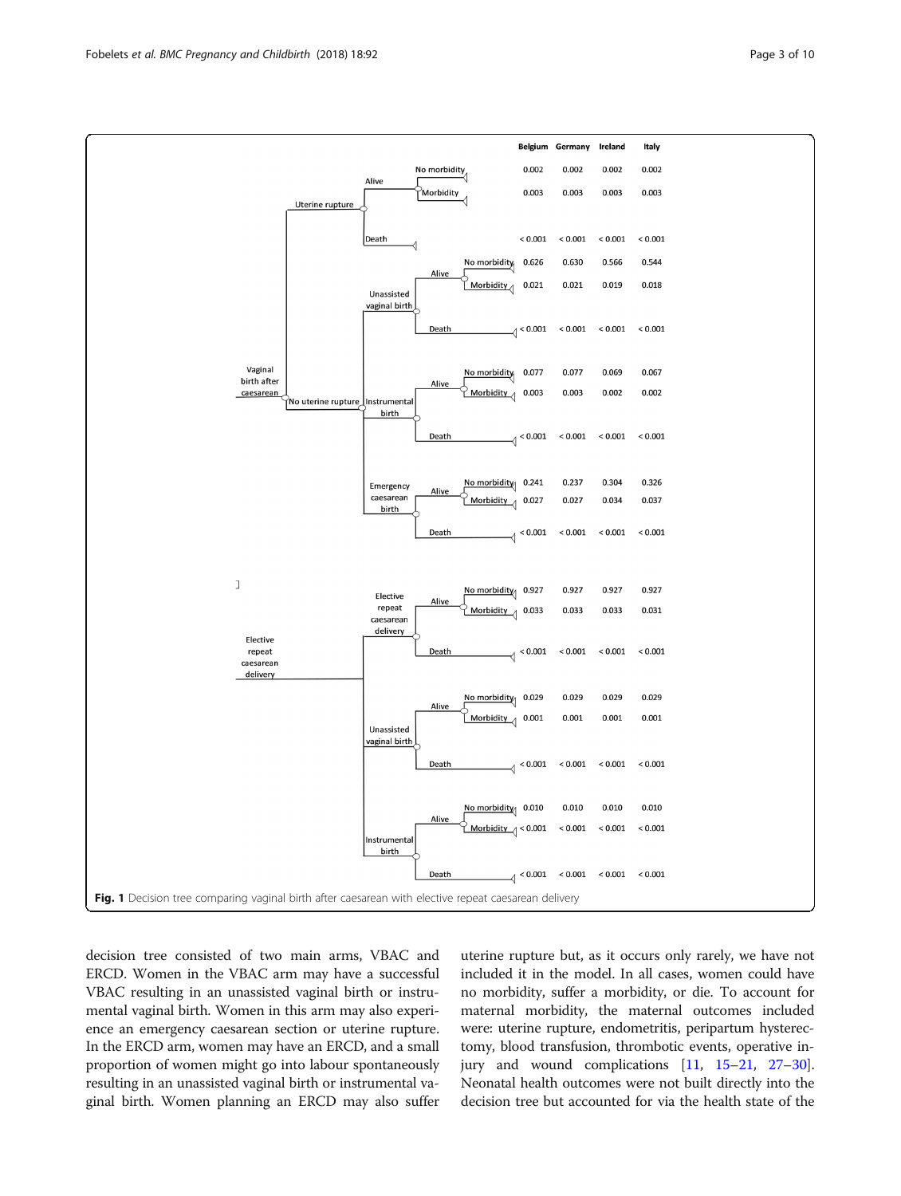| Arm | Branch | Sub-branch | Outcome | Belgium | Germany | Ireland | Italy |
|---|---|---|---|---|---|---|---|
| Vaginal birth after caesarean | Uterine rupture | Alive | No morbidity | 0.002 | 0.002 | 0.002 | 0.002 |
| | | Alive | Morbidity | 0.003 | 0.003 | 0.003 | 0.003 |
| | | Death | | < 0.001 | < 0.001 | < 0.001 | < 0.001 |
| | No uterine rupture – Unassisted vaginal birth | Alive | No morbidity | 0.626 | 0.630 | 0.566 | 0.544 |
| | | Alive | Morbidity | 0.021 | 0.021 | 0.019 | 0.018 |
| | | Death | | < 0.001 | < 0.001 | < 0.001 | < 0.001 |
| | No uterine rupture – Instrumental birth | Alive | No morbidity | 0.077 | 0.077 | 0.069 | 0.067 |
| | | Alive | Morbidity | 0.003 | 0.003 | 0.002 | 0.002 |
| | | Death | | < 0.001 | < 0.001 | < 0.001 | < 0.001 |
| | No uterine rupture – Emergency caesarean birth | Alive | No morbidity | 0.241 | 0.237 | 0.304 | 0.326 |
| | | Alive | Morbidity | 0.027 | 0.027 | 0.034 | 0.037 |
| | | Death | | < 0.001 | < 0.001 | < 0.001 | < 0.001 |
| Elective repeat caesarean delivery | Elective repeat caesarean delivery | Alive | No morbidity | 0.927 | 0.927 | 0.927 | 0.927 |
| | | Alive | Morbidity | 0.033 | 0.033 | 0.033 | 0.031 |
| | | Death | | < 0.001 | < 0.001 | < 0.001 | < 0.001 |
| | Unassisted vaginal birth | Alive | No morbidity | 0.029 | 0.029 | 0.029 | 0.029 |
| | | Alive | Morbidity | 0.001 | 0.001 | 0.001 | 0.001 |
| | | Death | | < 0.001 | < 0.001 | < 0.001 | < 0.001 |
| | Instrumental birth | Alive | No morbidity | 0.010 | 0.010 | 0.010 | 0.010 |
| | | Alive | Morbidity | < 0.001 | < 0.001 | < 0.001 | < 0.001 |
| | | Death | | < 0.001 | < 0.001 | < 0.001 | < 0.001 |

**Fig. 1** Decision tree comparing vaginal birth after caesarean with elective repeat caesarean delivery

decision tree consisted of two main arms, VBAC and ERCD. Women in the VBAC arm may have a successful VBAC resulting in an unassisted vaginal birth or instrumental vaginal birth. Women in this arm may also experience an emergency caesarean section or uterine rupture. In the ERCD arm, women may have an ERCD, and a small proportion of women might go into labour spontaneously resulting in an unassisted vaginal birth or instrumental vaginal birth. Women planning an ERCD may also suffer uterine rupture but, as it occurs only rarely, we have not included it in the model. In all cases, women could have no morbidity, suffer a morbidity, or die. To account for maternal morbidity, the maternal outcomes included were: uterine rupture, endometritis, peripartum hysterectomy, blood transfusion, thrombotic events, operative injury and wound complications [11, 15–21, 27–30]. Neonatal health outcomes were not built directly into the decision tree but accounted for via the health state of the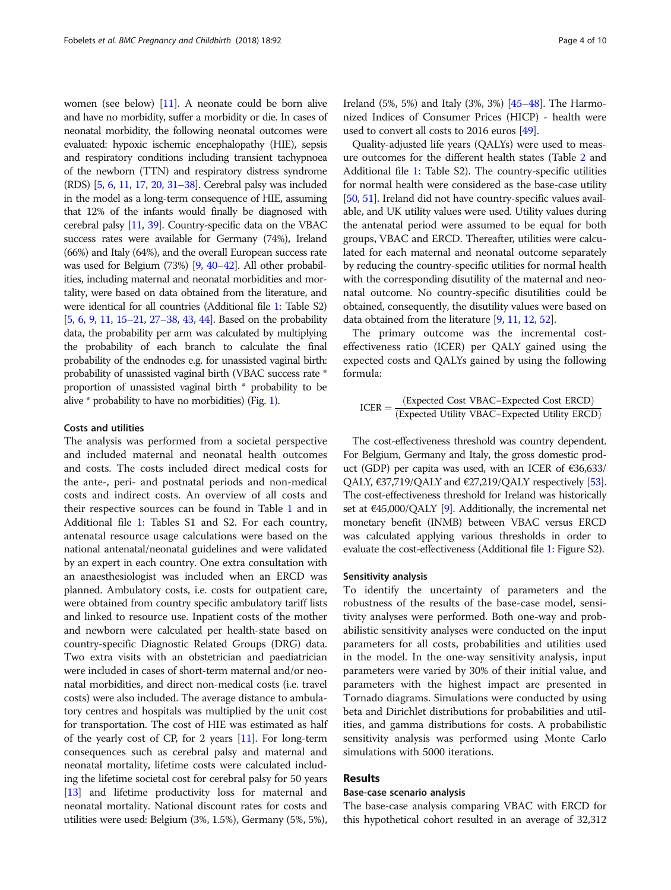women (see below) [11]. A neonate could be born alive and have no morbidity, suffer a morbidity or die. In cases of neonatal morbidity, the following neonatal outcomes were evaluated: hypoxic ischemic encephalopathy (HIE), sepsis and respiratory conditions including transient tachypnoea of the newborn (TTN) and respiratory distress syndrome (RDS) [5, 6, 11, 17, 20, 31–38]. Cerebral palsy was included in the model as a long-term consequence of HIE, assuming that 12% of the infants would finally be diagnosed with cerebral palsy [11, 39]. Country-specific data on the VBAC success rates were available for Germany (74%), Ireland (66%) and Italy (64%), and the overall European success rate was used for Belgium (73%) [9, 40–42]. All other probabilities, including maternal and neonatal morbidities and mortality, were based on data obtained from the literature, and were identical for all countries (Additional file 1: Table S2) [5, 6, 9, 11, 15–21, 27–38, 43, 44]. Based on the probability data, the probability per arm was calculated by multiplying the probability of each branch to calculate the final probability of the endnodes e.g. for unassisted vaginal birth: probability of unassisted vaginal birth (VBAC success rate * proportion of unassisted vaginal birth * probability to be alive * probability to have no morbidities) (Fig. 1).

### Costs and utilities

The analysis was performed from a societal perspective and included maternal and neonatal health outcomes and costs. The costs included direct medical costs for the ante-, peri- and postnatal periods and non-medical costs and indirect costs. An overview of all costs and their respective sources can be found in Table 1 and in Additional file 1: Tables S1 and S2. For each country, antenatal resource usage calculations were based on the national antenatal/neonatal guidelines and were validated by an expert in each country. One extra consultation with an anaesthesiologist was included when an ERCD was planned. Ambulatory costs, i.e. costs for outpatient care, were obtained from country specific ambulatory tariff lists and linked to resource use. Inpatient costs of the mother and newborn were calculated per health-state based on country-specific Diagnostic Related Groups (DRG) data. Two extra visits with an obstetrician and paediatrician were included in cases of short-term maternal and/or neonatal morbidities, and direct non-medical costs (i.e. travel costs) were also included. The average distance to ambulatory centres and hospitals was multiplied by the unit cost for transportation. The cost of HIE was estimated as half of the yearly cost of CP, for 2 years [11]. For long-term consequences such as cerebral palsy and maternal and neonatal mortality, lifetime costs were calculated including the lifetime societal cost for cerebral palsy for 50 years [13] and lifetime productivity loss for maternal and neonatal mortality. National discount rates for costs and utilities were used: Belgium (3%, 1.5%), Germany (5%, 5%), Ireland (5%, 5%) and Italy (3%, 3%) [45–48]. The Harmonized Indices of Consumer Prices (HICP) - health were used to convert all costs to 2016 euros [49].

Quality-adjusted life years (QALYs) were used to measure outcomes for the different health states (Table 2 and Additional file 1: Table S2). The country-specific utilities for normal health were considered as the base-case utility [50, 51]. Ireland did not have country-specific values available, and UK utility values were used. Utility values during the antenatal period were assumed to be equal for both groups, VBAC and ERCD. Thereafter, utilities were calculated for each maternal and neonatal outcome separately by reducing the country-specific utilities for normal health with the corresponding disutility of the maternal and neonatal outcome. No country-specific disutilities could be obtained, consequently, the disutility values were based on data obtained from the literature [9, 11, 12, 52].

The primary outcome was the incremental cost-effectiveness ratio (ICER) per QALY gained using the expected costs and QALYs gained by using the following formula:

$$\text{ICER} = \frac{(\text{Expected Cost VBAC} - \text{Expected Cost ERCD})}{(\text{Expected Utility VBAC} - \text{Expected Utility ERCD})}$$

The cost-effectiveness threshold was country dependent. For Belgium, Germany and Italy, the gross domestic product (GDP) per capita was used, with an ICER of €36,633/QALY, €37,719/QALY and €27,219/QALY respectively [53]. The cost-effectiveness threshold for Ireland was historically set at €45,000/QALY [9]. Additionally, the incremental net monetary benefit (INMB) between VBAC versus ERCD was calculated applying various thresholds in order to evaluate the cost-effectiveness (Additional file 1: Figure S2).

### Sensitivity analysis

To identify the uncertainty of parameters and the robustness of the results of the base-case model, sensitivity analyses were performed. Both one-way and probabilistic sensitivity analyses were conducted on the input parameters for all costs, probabilities and utilities used in the model. In the one-way sensitivity analysis, input parameters were varied by 30% of their initial value, and parameters with the highest impact are presented in Tornado diagrams. Simulations were conducted by using beta and Dirichlet distributions for probabilities and utilities, and gamma distributions for costs. A probabilistic sensitivity analysis was performed using Monte Carlo simulations with 5000 iterations.

## Results

### Base-case scenario analysis

The base-case analysis comparing VBAC with ERCD for this hypothetical cohort resulted in an average of 32,312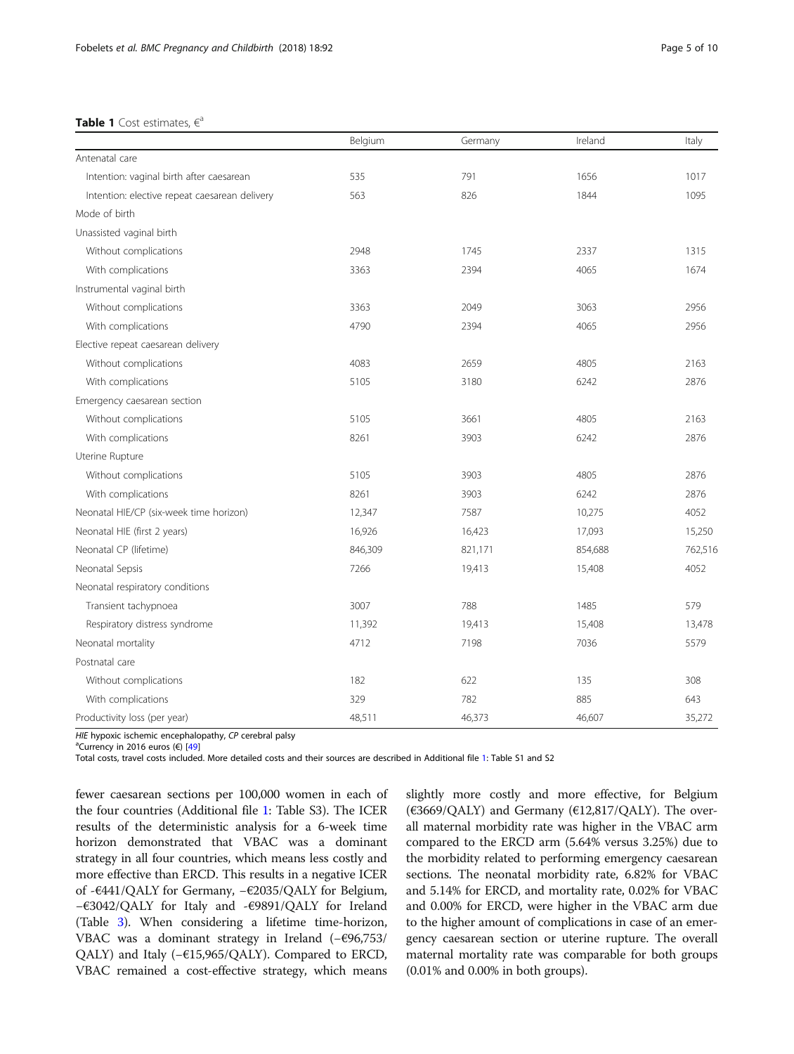**Table 1** Cost estimates, €[a]

| | Belgium | Germany | Ireland | Italy |
|---|---|---|---|---|
| Antenatal care | | | | |
| Intention: vaginal birth after caesarean | 535 | 791 | 1656 | 1017 |
| Intention: elective repeat caesarean delivery | 563 | 826 | 1844 | 1095 |
| Mode of birth | | | | |
| Unassisted vaginal birth | | | | |
| Without complications | 2948 | 1745 | 2337 | 1315 |
| With complications | 3363 | 2394 | 4065 | 1674 |
| Instrumental vaginal birth | | | | |
| Without complications | 3363 | 2049 | 3063 | 2956 |
| With complications | 4790 | 2394 | 4065 | 2956 |
| Elective repeat caesarean delivery | | | | |
| Without complications | 4083 | 2659 | 4805 | 2163 |
| With complications | 5105 | 3180 | 6242 | 2876 |
| Emergency caesarean section | | | | |
| Without complications | 5105 | 3661 | 4805 | 2163 |
| With complications | 8261 | 3903 | 6242 | 2876 |
| Uterine Rupture | | | | |
| Without complications | 5105 | 3903 | 4805 | 2876 |
| With complications | 8261 | 3903 | 6242 | 2876 |
| Neonatal HIE/CP (six-week time horizon) | 12,347 | 7587 | 10,275 | 4052 |
| Neonatal HIE (first 2 years) | 16,926 | 16,423 | 17,093 | 15,250 |
| Neonatal CP (lifetime) | 846,309 | 821,171 | 854,688 | 762,516 |
| Neonatal Sepsis | 7266 | 19,413 | 15,408 | 4052 |
| Neonatal respiratory conditions | | | | |
| Transient tachypnoea | 3007 | 788 | 1485 | 579 |
| Respiratory distress syndrome | 11,392 | 19,413 | 15,408 | 13,478 |
| Neonatal mortality | 4712 | 7198 | 7036 | 5579 |
| Postnatal care | | | | |
| Without complications | 182 | 622 | 135 | 308 |
| With complications | 329 | 782 | 885 | 643 |
| Productivity loss (per year) | 48,511 | 46,373 | 46,607 | 35,272 |

*HIE* hypoxic ischemic encephalopathy, *CP* cerebral palsy
[a]Currency in 2016 euros (€) [49]
Total costs, travel costs included. More detailed costs and their sources are described in Additional file 1: Table S1 and S2

fewer caesarean sections per 100,000 women in each of the four countries (Additional file 1: Table S3). The ICER results of the deterministic analysis for a 6-week time horizon demonstrated that VBAC was a dominant strategy in all four countries, which means less costly and more effective than ERCD. This results in a negative ICER of -€441/QALY for Germany, −€2035/QALY for Belgium, −€3042/QALY for Italy and -€9891/QALY for Ireland (Table 3). When considering a lifetime time-horizon, VBAC was a dominant strategy in Ireland (−€96,753/QALY) and Italy (−€15,965/QALY). Compared to ERCD, VBAC remained a cost-effective strategy, which means slightly more costly and more effective, for Belgium (€3669/QALY) and Germany (€12,817/QALY). The overall maternal morbidity rate was higher in the VBAC arm compared to the ERCD arm (5.64% versus 3.25%) due to the morbidity related to performing emergency caesarean sections. The neonatal morbidity rate, 6.82% for VBAC and 5.14% for ERCD, and mortality rate, 0.02% for VBAC and 0.00% for ERCD, were higher in the VBAC arm due to the higher amount of complications in case of an emergency caesarean section or uterine rupture. The overall maternal mortality rate was comparable for both groups (0.01% and 0.00% in both groups).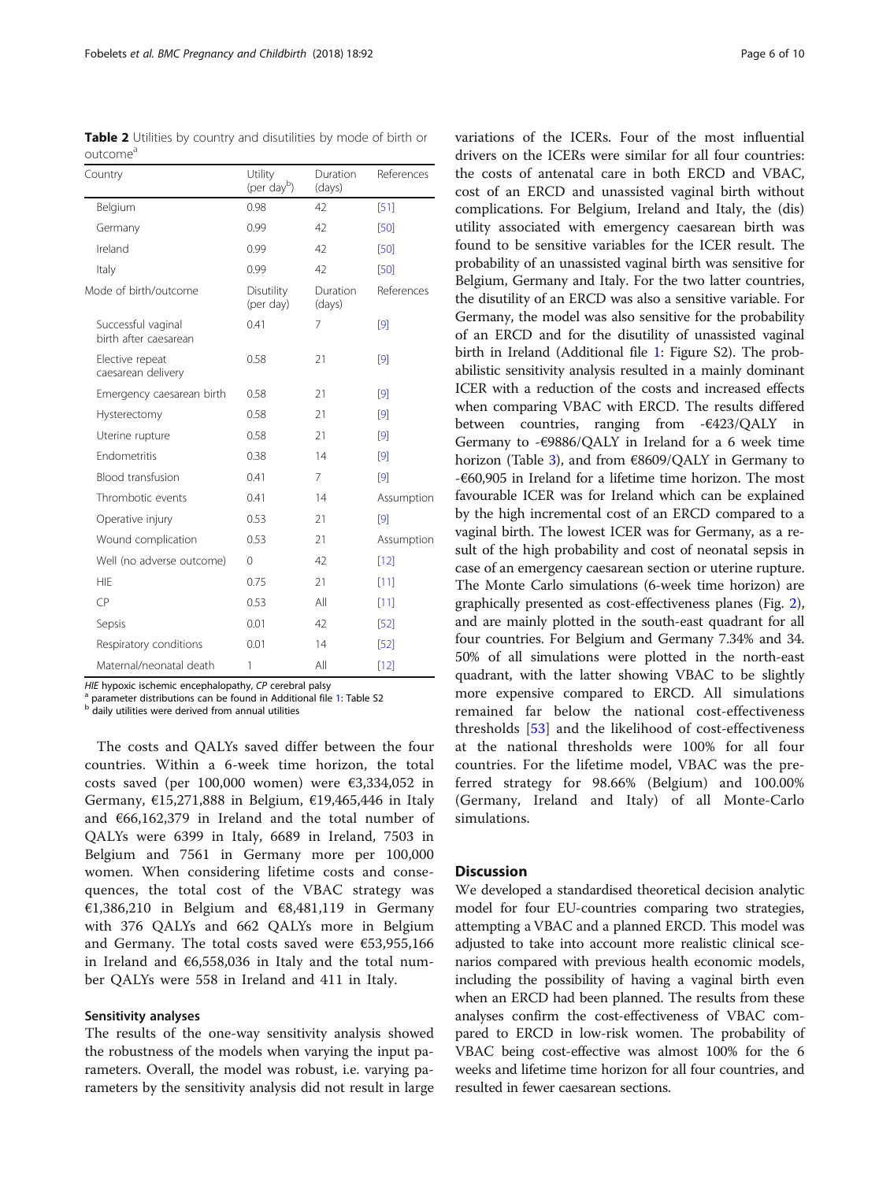**Table 2** Utilities by country and disutilities by mode of birth or outcome[a]

| Country | Utility (per day[b]) | Duration (days) | References |
|---|---|---|---|
| Belgium | 0.98 | 42 | [51] |
| Germany | 0.99 | 42 | [50] |
| Ireland | 0.99 | 42 | [50] |
| Italy | 0.99 | 42 | [50] |
| Mode of birth/outcome | Disutility (per day) | Duration (days) | References |
| Successful vaginal birth after caesarean | 0.41 | 7 | [9] |
| Elective repeat caesarean delivery | 0.58 | 21 | [9] |
| Emergency caesarean birth | 0.58 | 21 | [9] |
| Hysterectomy | 0.58 | 21 | [9] |
| Uterine rupture | 0.58 | 21 | [9] |
| Endometritis | 0.38 | 14 | [9] |
| Blood transfusion | 0.41 | 7 | [9] |
| Thrombotic events | 0.41 | 14 | Assumption |
| Operative injury | 0.53 | 21 | [9] |
| Wound complication | 0.53 | 21 | Assumption |
| Well (no adverse outcome) | 0 | 42 | [12] |
| HIE | 0.75 | 21 | [11] |
| CP | 0.53 | All | [11] |
| Sepsis | 0.01 | 42 | [52] |
| Respiratory conditions | 0.01 | 14 | [52] |
| Maternal/neonatal death | 1 | All | [12] |

*HIE* hypoxic ischemic encephalopathy, *CP* cerebral palsy
[a] parameter distributions can be found in Additional file 1: Table S2
[b] daily utilities were derived from annual utilities

The costs and QALYs saved differ between the four countries. Within a 6-week time horizon, the total costs saved (per 100,000 women) were €3,334,052 in Germany, €15,271,888 in Belgium, €19,465,446 in Italy and €66,162,379 in Ireland and the total number of QALYs were 6399 in Italy, 6689 in Ireland, 7503 in Belgium and 7561 in Germany more per 100,000 women. When considering lifetime costs and consequences, the total cost of the VBAC strategy was €1,386,210 in Belgium and €8,481,119 in Germany with 376 QALYs and 662 QALYs more in Belgium and Germany. The total costs saved were €53,955,166 in Ireland and €6,558,036 in Italy and the total number QALYs were 558 in Ireland and 411 in Italy.

### Sensitivity analyses

The results of the one-way sensitivity analysis showed the robustness of the models when varying the input parameters. Overall, the model was robust, i.e. varying parameters by the sensitivity analysis did not result in large variations of the ICERs. Four of the most influential drivers on the ICERs were similar for all four countries: the costs of antenatal care in both ERCD and VBAC, cost of an ERCD and unassisted vaginal birth without complications. For Belgium, Ireland and Italy, the (dis) utility associated with emergency caesarean birth was found to be sensitive variables for the ICER result. The probability of an unassisted vaginal birth was sensitive for Belgium, Germany and Italy. For the two latter countries, the disutility of an ERCD was also a sensitive variable. For Germany, the model was also sensitive for the probability of an ERCD and for the disutility of unassisted vaginal birth in Ireland (Additional file 1: Figure S2). The probabilistic sensitivity analysis resulted in a mainly dominant ICER with a reduction of the costs and increased effects when comparing VBAC with ERCD. The results differed between countries, ranging from -€423/QALY in Germany to -€9886/QALY in Ireland for a 6 week time horizon (Table 3), and from €8609/QALY in Germany to -€60,905 in Ireland for a lifetime time horizon. The most favourable ICER was for Ireland which can be explained by the high incremental cost of an ERCD compared to a vaginal birth. The lowest ICER was for Germany, as a result of the high probability and cost of neonatal sepsis in case of an emergency caesarean section or uterine rupture. The Monte Carlo simulations (6-week time horizon) are graphically presented as cost-effectiveness planes (Fig. 2), and are mainly plotted in the south-east quadrant for all four countries. For Belgium and Germany 7.34% and 34.50% of all simulations were plotted in the north-east quadrant, with the latter showing VBAC to be slightly more expensive compared to ERCD. All simulations remained far below the national cost-effectiveness thresholds [53] and the likelihood of cost-effectiveness at the national thresholds were 100% for all four countries. For the lifetime model, VBAC was the preferred strategy for 98.66% (Belgium) and 100.00% (Germany, Ireland and Italy) of all Monte-Carlo simulations.

## Discussion

We developed a standardised theoretical decision analytic model for four EU-countries comparing two strategies, attempting a VBAC and a planned ERCD. This model was adjusted to take into account more realistic clinical scenarios compared with previous health economic models, including the possibility of having a vaginal birth even when an ERCD had been planned. The results from these analyses confirm the cost-effectiveness of VBAC compared to ERCD in low-risk women. The probability of VBAC being cost-effective was almost 100% for the 6 weeks and lifetime time horizon for all four countries, and resulted in fewer caesarean sections.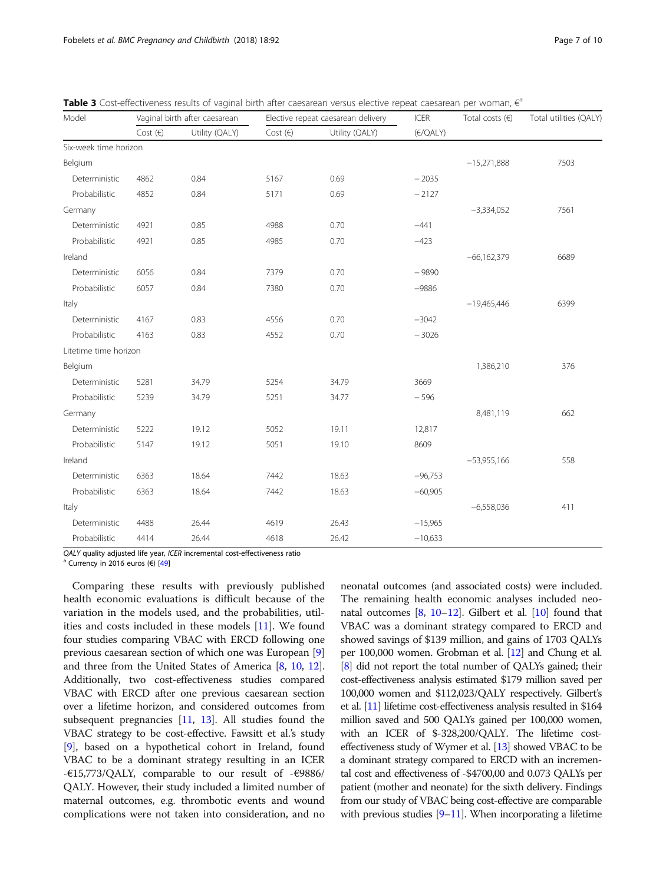**Table 3** Cost-effectiveness results of vaginal birth after caesarean versus elective repeat caesarean per woman, €[a]

| Model | Vaginal birth after caesarean | | Elective repeat caesarean delivery | | ICER | Total costs (€) | Total utilities (QALY) |
|---|---|---|---|---|---|---|---|
| | Cost (€) | Utility (QALY) | Cost (€) | Utility (QALY) | (€/QALY) | | |
| Six-week time horizon | | | | | | | |
| Belgium | | | | | | −15,271,888 | 7503 |
| Deterministic | 4862 | 0.84 | 5167 | 0.69 | − 2035 | | |
| Probabilistic | 4852 | 0.84 | 5171 | 0.69 | − 2127 | | |
| Germany | | | | | | −3,334,052 | 7561 |
| Deterministic | 4921 | 0.85 | 4988 | 0.70 | −441 | | |
| Probabilistic | 4921 | 0.85 | 4985 | 0.70 | −423 | | |
| Ireland | | | | | | −66,162,379 | 6689 |
| Deterministic | 6056 | 0.84 | 7379 | 0.70 | − 9890 | | |
| Probabilistic | 6057 | 0.84 | 7380 | 0.70 | −9886 | | |
| Italy | | | | | | −19,465,446 | 6399 |
| Deterministic | 4167 | 0.83 | 4556 | 0.70 | −3042 | | |
| Probabilistic | 4163 | 0.83 | 4552 | 0.70 | − 3026 | | |
| Litetime time horizon | | | | | | | |
| Belgium | | | | | | 1,386,210 | 376 |
| Deterministic | 5281 | 34.79 | 5254 | 34.79 | 3669 | | |
| Probabilistic | 5239 | 34.79 | 5251 | 34.77 | − 596 | | |
| Germany | | | | | | 8,481,119 | 662 |
| Deterministic | 5222 | 19.12 | 5052 | 19.11 | 12,817 | | |
| Probabilistic | 5147 | 19.12 | 5051 | 19.10 | 8609 | | |
| Ireland | | | | | | −53,955,166 | 558 |
| Deterministic | 6363 | 18.64 | 7442 | 18.63 | −96,753 | | |
| Probabilistic | 6363 | 18.64 | 7442 | 18.63 | −60,905 | | |
| Italy | | | | | | −6,558,036 | 411 |
| Deterministic | 4488 | 26.44 | 4619 | 26.43 | −15,965 | | |
| Probabilistic | 4414 | 26.44 | 4618 | 26.42 | −10,633 | | |

*QALY* quality adjusted life year, *ICER* incremental cost-effectiveness ratio
[a] Currency in 2016 euros (€) [49]

Comparing these results with previously published health economic evaluations is difficult because of the variation in the models used, and the probabilities, utilities and costs included in these models [11]. We found four studies comparing VBAC with ERCD following one previous caesarean section of which one was European [9] and three from the United States of America [8, 10, 12]. Additionally, two cost-effectiveness studies compared VBAC with ERCD after one previous caesarean section over a lifetime horizon, and considered outcomes from subsequent pregnancies [11, 13]. All studies found the VBAC strategy to be cost-effective. Fawsitt et al.'s study [9], based on a hypothetical cohort in Ireland, found VBAC to be a dominant strategy resulting in an ICER -€15,773/QALY, comparable to our result of -€9886/QALY. However, their study included a limited number of maternal outcomes, e.g. thrombotic events and wound complications were not taken into consideration, and no neonatal outcomes (and associated costs) were included. The remaining health economic analyses included neonatal outcomes [8, 10–12]. Gilbert et al. [10] found that VBAC was a dominant strategy compared to ERCD and showed savings of $139 million, and gains of 1703 QALYs per 100,000 women. Grobman et al. [12] and Chung et al. [8] did not report the total number of QALYs gained; their cost-effectiveness analysis estimated $179 million saved per 100,000 women and $112,023/QALY respectively. Gilbert's et al. [11] lifetime cost-effectiveness analysis resulted in $164 million saved and 500 QALYs gained per 100,000 women, with an ICER of $-328,200/QALY. The lifetime cost-effectiveness study of Wymer et al. [13] showed VBAC to be a dominant strategy compared to ERCD with an incremental cost and effectiveness of -$4700,00 and 0.073 QALYs per patient (mother and neonate) for the sixth delivery. Findings from our study of VBAC being cost-effective are comparable with previous studies [9–11]. When incorporating a lifetime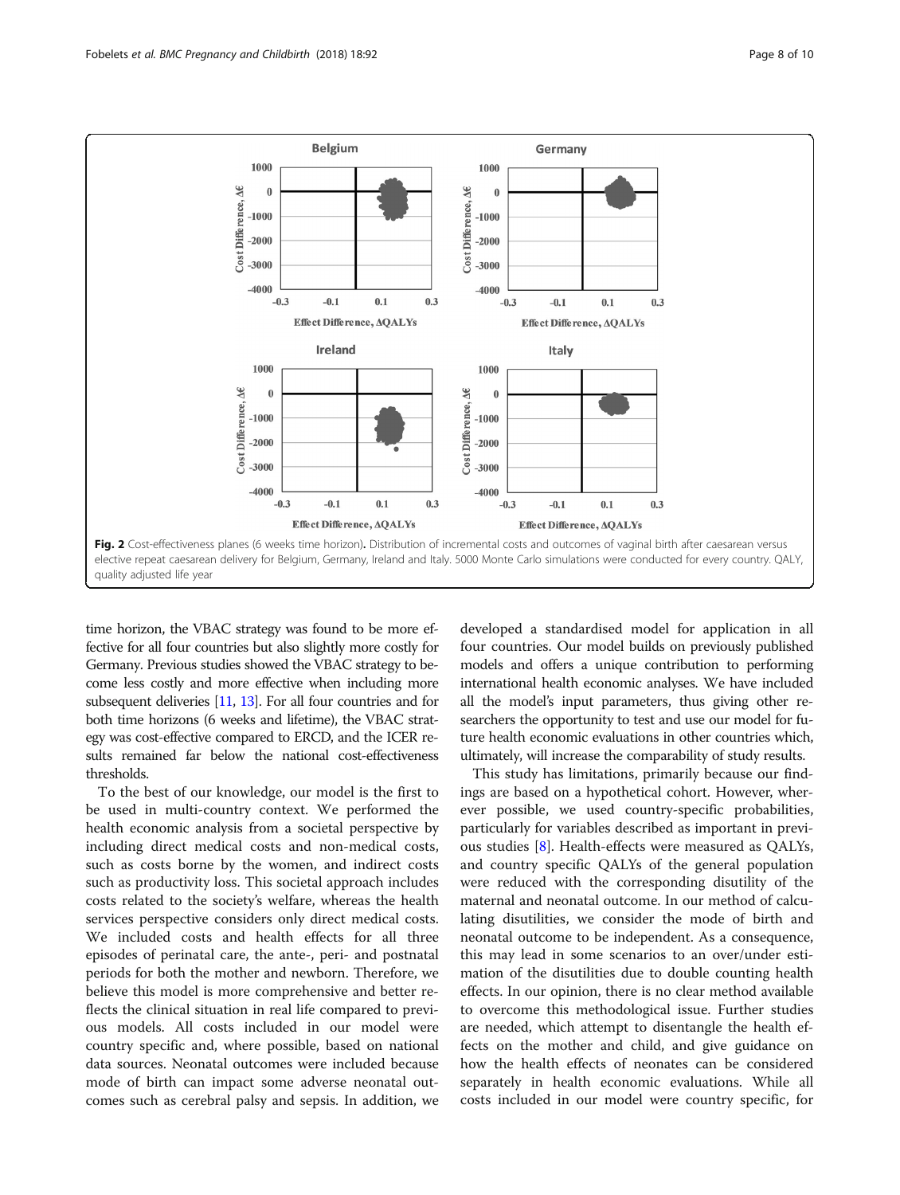Belgium

1000
0
-1000
-2000
-3000
-4000

Cost Difference, Δ€

-0.3 -0.1 0.1 0.3

Effect Difference, ΔQALYs

Germany

1000
0
-1000
-2000
-3000
-4000

Cost Difference, Δ€

-0.3 -0.1 0.1 0.3

Effect Difference, ΔQALYs

Ireland

1000
0
-1000
-2000
-3000
-4000

Cost Difference, Δ€

-0.3 -0.1 0.1 0.3

Effect Difference, ΔQALYs

Italy

1000
0
-1000
-2000
-3000
-4000

Cost Difference, Δ€

-0.3 -0.1 0.1 0.3

Effect Difference, ΔQALYs

**Fig. 2** Cost-effectiveness planes (6 weeks time horizon). Distribution of incremental costs and outcomes of vaginal birth after caesarean versus elective repeat caesarean delivery for Belgium, Germany, Ireland and Italy. 5000 Monte Carlo simulations were conducted for every country. QALY, quality adjusted life year

time horizon, the VBAC strategy was found to be more effective for all four countries but also slightly more costly for Germany. Previous studies showed the VBAC strategy to become less costly and more effective when including more subsequent deliveries [11, 13]. For all four countries and for both time horizons (6 weeks and lifetime), the VBAC strategy was cost-effective compared to ERCD, and the ICER results remained far below the national cost-effectiveness thresholds.

To the best of our knowledge, our model is the first to be used in multi-country context. We performed the health economic analysis from a societal perspective by including direct medical costs and non-medical costs, such as costs borne by the women, and indirect costs such as productivity loss. This societal approach includes costs related to the society's welfare, whereas the health services perspective considers only direct medical costs. We included costs and health effects for all three episodes of perinatal care, the ante-, peri- and postnatal periods for both the mother and newborn. Therefore, we believe this model is more comprehensive and better reflects the clinical situation in real life compared to previous models. All costs included in our model were country specific and, where possible, based on national data sources. Neonatal outcomes were included because mode of birth can impact some adverse neonatal outcomes such as cerebral palsy and sepsis. In addition, we developed a standardised model for application in all four countries. Our model builds on previously published models and offers a unique contribution to performing international health economic analyses. We have included all the model's input parameters, thus giving other researchers the opportunity to test and use our model for future health economic evaluations in other countries which, ultimately, will increase the comparability of study results.

This study has limitations, primarily because our findings are based on a hypothetical cohort. However, wherever possible, we used country-specific probabilities, particularly for variables described as important in previous studies [8]. Health-effects were measured as QALYs, and country specific QALYs of the general population were reduced with the corresponding disutility of the maternal and neonatal outcome. In our method of calculating disutilities, we consider the mode of birth and neonatal outcome to be independent. As a consequence, this may lead in some scenarios to an over/under estimation of the disutilities due to double counting health effects. In our opinion, there is no clear method available to overcome this methodological issue. Further studies are needed, which attempt to disentangle the health effects on the mother and child, and give guidance on how the health effects of neonates can be considered separately in health economic evaluations. While all costs included in our model were country specific, for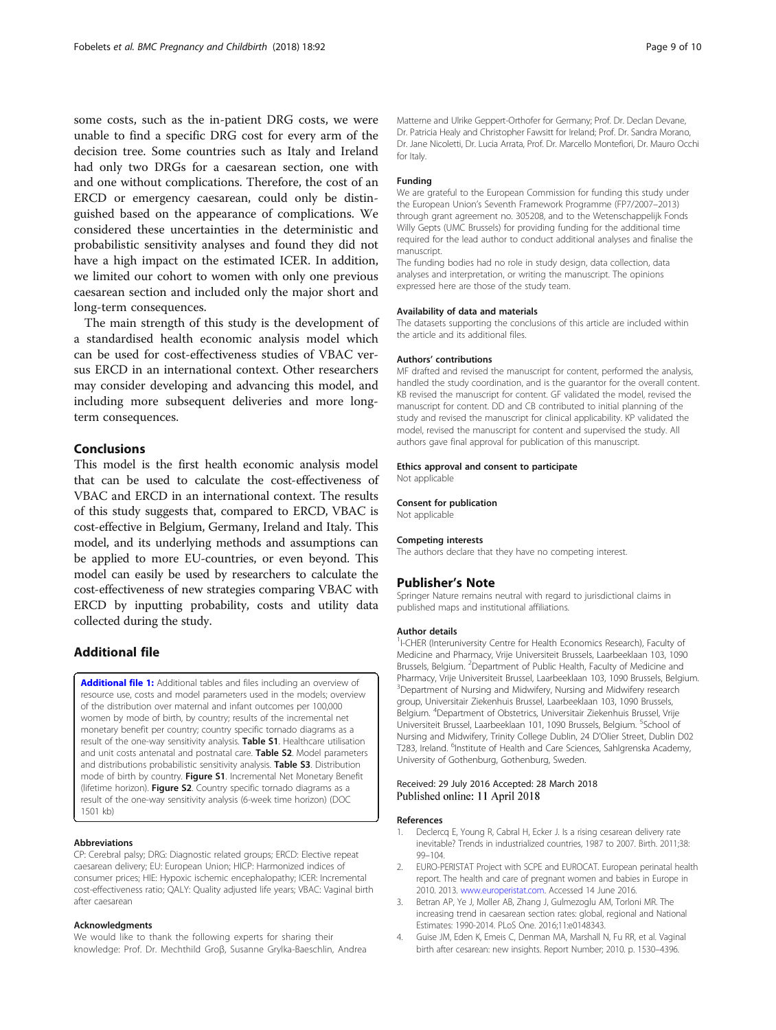some costs, such as the in-patient DRG costs, we were unable to find a specific DRG cost for every arm of the decision tree. Some countries such as Italy and Ireland had only two DRGs for a caesarean section, one with and one without complications. Therefore, the cost of an ERCD or emergency caesarean, could only be distinguished based on the appearance of complications. We considered these uncertainties in the deterministic and probabilistic sensitivity analyses and found they did not have a high impact on the estimated ICER. In addition, we limited our cohort to women with only one previous caesarean section and included only the major short and long-term consequences.

The main strength of this study is the development of a standardised health economic analysis model which can be used for cost-effectiveness studies of VBAC versus ERCD in an international context. Other researchers may consider developing and advancing this model, and including more subsequent deliveries and more long-term consequences.

## Conclusions

This model is the first health economic analysis model that can be used to calculate the cost-effectiveness of VBAC and ERCD in an international context. The results of this study suggests that, compared to ERCD, VBAC is cost-effective in Belgium, Germany, Ireland and Italy. This model, and its underlying methods and assumptions can be applied to more EU-countries, or even beyond. This model can easily be used by researchers to calculate the cost-effectiveness of new strategies comparing VBAC with ERCD by inputting probability, costs and utility data collected during the study.

## Additional file

**Additional file 1:** Additional tables and files including an overview of resource use, costs and model parameters used in the models; overview of the distribution over maternal and infant outcomes per 100,000 women by mode of birth, by country; results of the incremental net monetary benefit per country; country specific tornado diagrams as a result of the one-way sensitivity analysis. **Table S1**. Healthcare utilisation and unit costs antenatal and postnatal care. **Table S2**. Model parameters and distributions probabilistic sensitivity analysis. **Table S3**. Distribution mode of birth by country. **Figure S1**. Incremental Net Monetary Benefit (lifetime horizon). **Figure S2**. Country specific tornado diagrams as a result of the one-way sensitivity analysis (6-week time horizon) (DOC 1501 kb)

#### Abbreviations

CP: Cerebral palsy; DRG: Diagnostic related groups; ERCD: Elective repeat caesarean delivery; EU: European Union; HICP: Harmonized indices of consumer prices; HIE: Hypoxic ischemic encephalopathy; ICER: Incremental cost-effectiveness ratio; QALY: Quality adjusted life years; VBAC: Vaginal birth after caesarean

#### Acknowledgments

We would like to thank the following experts for sharing their knowledge: Prof. Dr. Mechthild Groβ, Susanne Grylka-Baeschlin, Andrea Matterne and Ulrike Geppert-Orthofer for Germany; Prof. Dr. Declan Devane, Dr. Patricia Healy and Christopher Fawsitt for Ireland; Prof. Dr. Sandra Morano, Dr. Jane Nicoletti, Dr. Lucia Arrata, Prof. Dr. Marcello Montefiori, Dr. Mauro Occhi for Italy.

#### Funding

We are grateful to the European Commission for funding this study under the European Union's Seventh Framework Programme (FP7/2007–2013) through grant agreement no. 305208, and to the Wetenschappelijk Fonds Willy Gepts (UMC Brussels) for providing funding for the additional time required for the lead author to conduct additional analyses and finalise the manuscript.

The funding bodies had no role in study design, data collection, data analyses and interpretation, or writing the manuscript. The opinions expressed here are those of the study team.

#### Availability of data and materials

The datasets supporting the conclusions of this article are included within the article and its additional files.

#### Authors' contributions

MF drafted and revised the manuscript for content, performed the analysis, handled the study coordination, and is the guarantor for the overall content. KB revised the manuscript for content. GF validated the model, revised the manuscript for content. DD and CB contributed to initial planning of the study and revised the manuscript for clinical applicability. KP validated the model, revised the manuscript for content and supervised the study. All authors gave final approval for publication of this manuscript.

#### Ethics approval and consent to participate

Not applicable

#### Consent for publication

Not applicable

#### Competing interests

The authors declare that they have no competing interest.

## Publisher's Note

Springer Nature remains neutral with regard to jurisdictional claims in published maps and institutional affiliations.

#### Author details

[1]I-CHER (Interuniversity Centre for Health Economics Research), Faculty of Medicine and Pharmacy, Vrije Universiteit Brussels, Laarbeeklaan 103, 1090 Brussels, Belgium. [2]Department of Public Health, Faculty of Medicine and Pharmacy, Vrije Universiteit Brussel, Laarbeeklaan 103, 1090 Brussels, Belgium. [3]Department of Nursing and Midwifery, Nursing and Midwifery research group, Universitair Ziekenhuis Brussel, Laarbeeklaan 103, 1090 Brussels, Belgium. [4]Department of Obstetrics, Universitair Ziekenhuis Brussel, Vrije Universiteit Brussel, Laarbeeklaan 101, 1090 Brussels, Belgium. [5]School of Nursing and Midwifery, Trinity College Dublin, 24 D'Olier Street, Dublin D02 T283, Ireland. [6]Institute of Health and Care Sciences, Sahlgrenska Academy, University of Gothenburg, Gothenburg, Sweden.

Received: 29 July 2016 Accepted: 28 March 2018
Published online: 11 April 2018

#### References

1. Declercq E, Young R, Cabral H, Ecker J. Is a rising cesarean delivery rate inevitable? Trends in industrialized countries, 1987 to 2007. Birth. 2011;38: 99–104.
2. EURO-PERISTAT Project with SCPE and EUROCAT. European perinatal health report. The health and care of pregnant women and babies in Europe in 2010. 2013. www.europeristat.com. Accessed 14 June 2016.
3. Betran AP, Ye J, Moller AB, Zhang J, Gulmezoglu AM, Torloni MR. The increasing trend in caesarean section rates: global, regional and National Estimates: 1990-2014. PLoS One. 2016;11:e0148343.
4. Guise JM, Eden K, Emeis C, Denman MA, Marshall N, Fu RR, et al. Vaginal birth after cesarean: new insights. Report Number; 2010. p. 1530–4396.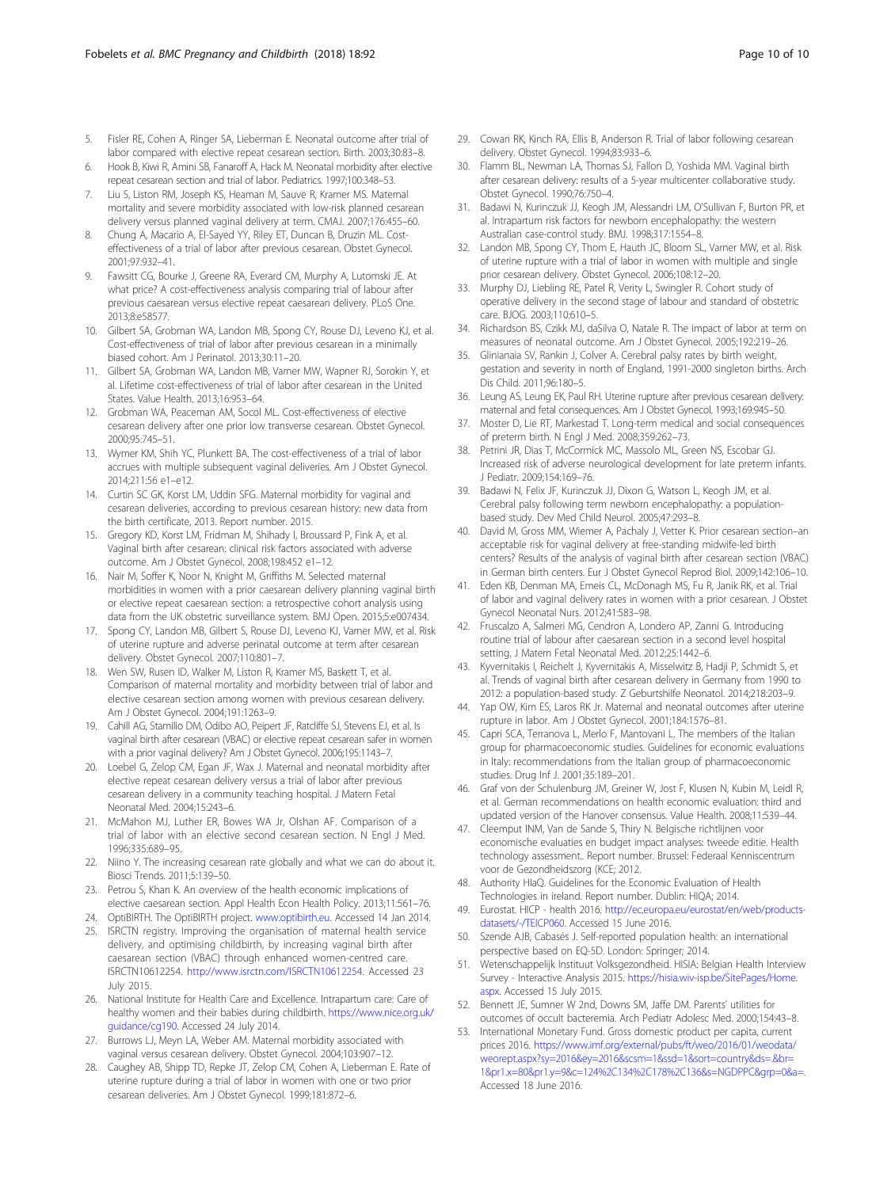5. Fisler RE, Cohen A, Ringer SA, Lieberman E. Neonatal outcome after trial of labor compared with elective repeat cesarean section. Birth. 2003;30:83–8.
6. Hook B, Kiwi R, Amini SB, Fanaroff A, Hack M. Neonatal morbidity after elective repeat cesarean section and trial of labor. Pediatrics. 1997;100:348–53.
7. Liu S, Liston RM, Joseph KS, Heaman M, Sauve R, Kramer MS. Maternal mortality and severe morbidity associated with low-risk planned cesarean delivery versus planned vaginal delivery at term. CMAJ. 2007;176:455–60.
8. Chung A, Macario A, El-Sayed YY, Riley ET, Duncan B, Druzin ML. Cost-effectiveness of a trial of labor after previous cesarean. Obstet Gynecol. 2001;97:932–41.
9. Fawsitt CG, Bourke J, Greene RA, Everard CM, Murphy A, Lutomski JE. At what price? A cost-effectiveness analysis comparing trial of labour after previous caesarean versus elective repeat caesarean delivery. PLoS One. 2013;8:e58577.
10. Gilbert SA, Grobman WA, Landon MB, Spong CY, Rouse DJ, Leveno KJ, et al. Cost-effectiveness of trial of labor after previous cesarean in a minimally biased cohort. Am J Perinatol. 2013;30:11–20.
11. Gilbert SA, Grobman WA, Landon MB, Varner MW, Wapner RJ, Sorokin Y, et al. Lifetime cost-effectiveness of trial of labor after cesarean in the United States. Value Health. 2013;16:953–64.
12. Grobman WA, Peaceman AM, Socol ML. Cost-effectiveness of elective cesarean delivery after one prior low transverse cesarean. Obstet Gynecol. 2000;95:745–51.
13. Wymer KM, Shih YC, Plunkett BA. The cost-effectiveness of a trial of labor accrues with multiple subsequent vaginal deliveries. Am J Obstet Gynecol. 2014;211:56 e1–e12.
14. Curtin SC GK, Korst LM, Uddin SFG. Maternal morbidity for vaginal and cesarean deliveries, according to previous cesarean history: new data from the birth certificate, 2013. Report number. 2015.
15. Gregory KD, Korst LM, Fridman M, Shihady I, Broussard P, Fink A, et al. Vaginal birth after cesarean: clinical risk factors associated with adverse outcome. Am J Obstet Gynecol. 2008;198:452 e1–12.
16. Nair M, Soffer K, Noor N, Knight M, Griffiths M. Selected maternal morbidities in women with a prior caesarean delivery planning vaginal birth or elective repeat caesarean section: a retrospective cohort analysis using data from the UK obstetric surveillance system. BMJ Open. 2015;5:e007434.
17. Spong CY, Landon MB, Gilbert S, Rouse DJ, Leveno KJ, Varner MW, et al. Risk of uterine rupture and adverse perinatal outcome at term after cesarean delivery. Obstet Gynecol. 2007;110:801–7.
18. Wen SW, Rusen ID, Walker M, Liston R, Kramer MS, Baskett T, et al. Comparison of maternal mortality and morbidity between trial of labor and elective cesarean section among women with previous cesarean delivery. Am J Obstet Gynecol. 2004;191:1263–9.
19. Cahill AG, Stamilio DM, Odibo AO, Peipert JF, Ratcliffe SJ, Stevens EJ, et al. Is vaginal birth after cesarean (VBAC) or elective repeat cesarean safer in women with a prior vaginal delivery? Am J Obstet Gynecol. 2006;195:1143–7.
20. Loebel G, Zelop CM, Egan JF, Wax J. Maternal and neonatal morbidity after elective repeat cesarean delivery versus a trial of labor after previous cesarean delivery in a community teaching hospital. J Matern Fetal Neonatal Med. 2004;15:243–6.
21. McMahon MJ, Luther ER, Bowes WA Jr, Olshan AF. Comparison of a trial of labor with an elective second cesarean section. N Engl J Med. 1996;335:689–95.
22. Niino Y. The increasing cesarean rate globally and what we can do about it. Biosci Trends. 2011;5:139–50.
23. Petrou S, Khan K. An overview of the health economic implications of elective caesarean section. Appl Health Econ Health Policy. 2013;11:561–76.
24. OptiBIRTH. The OptiBIRTH project. www.optibirth.eu. Accessed 14 Jan 2014.
25. ISRCTN registry. Improving the organisation of maternal health service delivery, and optimising childbirth, by increasing vaginal birth after caesarean section (VBAC) through enhanced women-centred care. ISRCTN10612254. http://www.isrctn.com/ISRCTN10612254. Accessed 23 July 2015.
26. National Institute for Health Care and Excellence. Intrapartum care: Care of healthy women and their babies during childbirth. https://www.nice.org.uk/guidance/cg190. Accessed 24 July 2014.
27. Burrows LJ, Meyn LA, Weber AM. Maternal morbidity associated with vaginal versus cesarean delivery. Obstet Gynecol. 2004;103:907–12.
28. Caughey AB, Shipp TD, Repke JT, Zelop CM, Cohen A, Lieberman E. Rate of uterine rupture during a trial of labor in women with one or two prior cesarean deliveries. Am J Obstet Gynecol. 1999;181:872–6.
29. Cowan RK, Kinch RA, Ellis B, Anderson R. Trial of labor following cesarean delivery. Obstet Gynecol. 1994;83:933–6.
30. Flamm BL, Newman LA, Thomas SJ, Fallon D, Yoshida MM. Vaginal birth after cesarean delivery: results of a 5-year multicenter collaborative study. Obstet Gynecol. 1990;76:750–4.
31. Badawi N, Kurinczuk JJ, Keogh JM, Alessandri LM, O'Sullivan F, Burton PR, et al. Intrapartum risk factors for newborn encephalopathy: the western Australian case-control study. BMJ. 1998;317:1554–8.
32. Landon MB, Spong CY, Thom E, Hauth JC, Bloom SL, Varner MW, et al. Risk of uterine rupture with a trial of labor in women with multiple and single prior cesarean delivery. Obstet Gynecol. 2006;108:12–20.
33. Murphy DJ, Liebling RE, Patel R, Verity L, Swingler R. Cohort study of operative delivery in the second stage of labour and standard of obstetric care. BJOG. 2003;110:610–5.
34. Richardson BS, Czikk MJ, daSilva O, Natale R. The impact of labor at term on measures of neonatal outcome. Am J Obstet Gynecol. 2005;192:219–26.
35. Glinianaia SV, Rankin J, Colver A. Cerebral palsy rates by birth weight, gestation and severity in north of England, 1991-2000 singleton births. Arch Dis Child. 2011;96:180–5.
36. Leung AS, Leung EK, Paul RH. Uterine rupture after previous cesarean delivery: maternal and fetal consequences. Am J Obstet Gynecol. 1993;169:945–50.
37. Moster D, Lie RT, Markestad T. Long-term medical and social consequences of preterm birth. N Engl J Med. 2008;359:262–73.
38. Petrini JR, Dias T, McCormick MC, Massolo ML, Green NS, Escobar GJ. Increased risk of adverse neurological development for late preterm infants. J Pediatr. 2009;154:169–76.
39. Badawi N, Felix JF, Kurinczuk JJ, Dixon G, Watson L, Keogh JM, et al. Cerebral palsy following term newborn encephalopathy: a population-based study. Dev Med Child Neurol. 2005;47:293–8.
40. David M, Gross MM, Wiemer A, Pachaly J, Vetter K. Prior cesarean section–an acceptable risk for vaginal delivery at free-standing midwife-led birth centers? Results of the analysis of vaginal birth after cesarean section (VBAC) in German birth centers. Eur J Obstet Gynecol Reprod Biol. 2009;142:106–10.
41. Eden KB, Denman MA, Emeis CL, McDonagh MS, Fu R, Janik RK, et al. Trial of labor and vaginal delivery rates in women with a prior cesarean. J Obstet Gynecol Neonatal Nurs. 2012;41:583–98.
42. Fruscalzo A, Salmeri MG, Cendron A, Londero AP, Zanni G. Introducing routine trial of labour after caesarean section in a second level hospital setting. J Matern Fetal Neonatal Med. 2012;25:1442–6.
43. Kyvernitakis I, Reichelt J, Kyvernitakis A, Misselwitz B, Hadji P, Schmidt S, et al. Trends of vaginal birth after cesarean delivery in Germany from 1990 to 2012: a population-based study. Z Geburtshilfe Neonatol. 2014;218:203–9.
44. Yap OW, Kim ES, Laros RK Jr. Maternal and neonatal outcomes after uterine rupture in labor. Am J Obstet Gynecol. 2001;184:1576–81.
45. Capri SCA, Terranova L, Merlo F, Mantovani L, The members of the Italian group for pharmacoeconomic studies. Guidelines for economic evaluations in Italy: recommendations from the Italian group of pharmacoeconomic studies. Drug Inf J. 2001;35:189–201.
46. Graf von der Schulenburg JM, Greiner W, Jost F, Klusen N, Kubin M, Leidl R, et al. German recommendations on health economic evaluation: third and updated version of the Hanover consensus. Value Health. 2008;11:539–44.
47. Cleemput INM, Van de Sande S, Thiry N. Belgische richtlijnen voor economische evaluaties en budget impact analyses: tweede editie. Health technology assessment.. Report number. Brussel: Federaal Kenniscentrum voor de Gezondheidszorg (KCE; 2012.
48. Authority HIaQ. Guidelines for the Economic Evaluation of Health Technologies in ireland. Report number. Dublin: HIQA; 2014.
49. Eurostat. HICP - health 2016. http://ec.europa.eu/eurostat/en/web/products-datasets/-/TEICP060. Accessed 15 June 2016.
50. Szende AJB, Cabasés J. Self-reported population health: an international perspective based on EQ-5D. London: Springer; 2014.
51. Wetenschappelijk Instituut Volksgezondheid. HISIA: Belgian Health Interview Survey - Interactive Analysis 2015. https://hisia.wiv-isp.be/SitePages/Home.aspx. Accessed 15 July 2015.
52. Bennett JE, Sumner W 2nd, Downs SM, Jaffe DM. Parents' utilities for outcomes of occult bacteremia. Arch Pediatr Adolesc Med. 2000;154:43–8.
53. International Monetary Fund. Gross domestic product per capita, current prices 2016. https://www.imf.org/external/pubs/ft/weo/2016/01/weodata/weorept.aspx?sy=2016&ey=2016&scsm=1&ssd=1&sort=country&ds=.&br=1&pr1.x=80&pr1.y=9&c=124%2C134%2C178%2C136&s=NGDPPC&grp=0&a=. Accessed 18 June 2016.